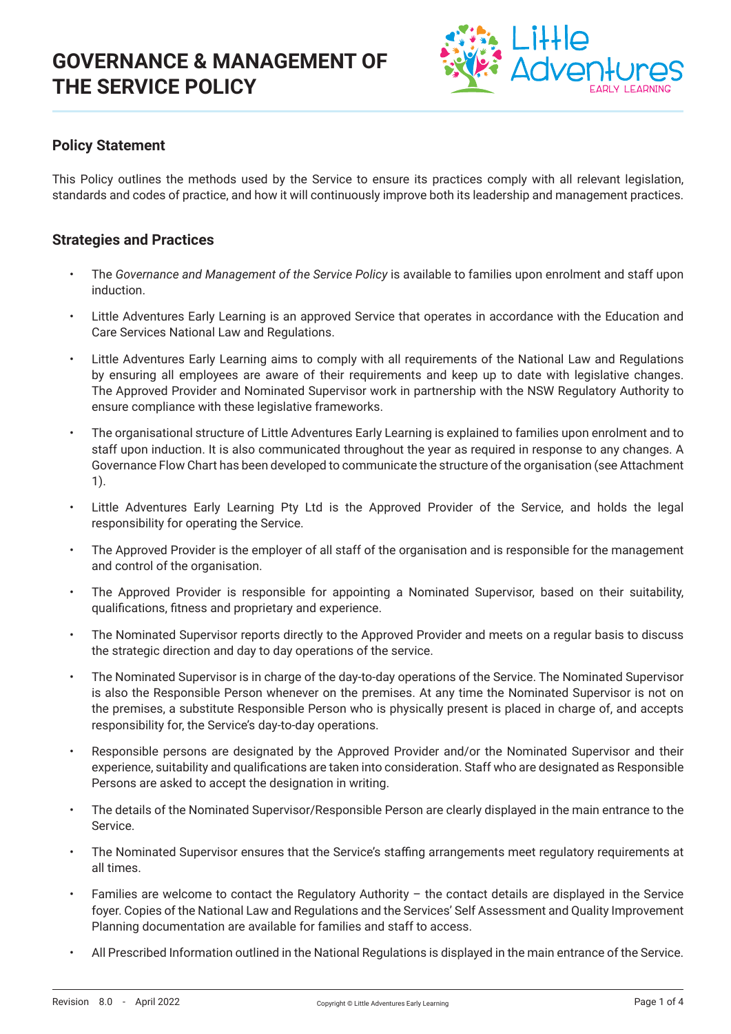# GOVERNANCE & MANAGEMENT OF THE SERVICE POLICY

## Policy Statement

This Policy outlines the methods used by the Service to ensure its practices comply with all relevant legislation, standards and codes of practice, and how it will continuously improve both its leadership and management practices.

## Strategies and Practices

- The *Governance and Management of the Service Policy* is available to families upon enrolment and staff upon induction.
- Little Adventures Early Learning is an approved Service that operates in accordance with the Education and Care Services National Law and Regulations.
- Little Adventures Early Learning aims to comply with all requirements of the National Law and Regulations by ensuring all employees are aware of their requirements and keep up to date with legislative changes. The Approved Provider and Nominated Supervisor work in partnership with the NSW Regulatory Authority to ensure compliance with these legislative frameworks.
- The organisational structure of Little Adventures Early Learning is explained to families upon enrolment and to staff upon induction. It is also communicated throughout the year as required in response to any changes. A Governance Flow Chart has been developed to communicate the structure of the organisation (see Attachment 1).
- Little Adventures Early Learning Pty Ltd is the Approved Provider of the Service, and holds the legal responsibility for operating the Service.
- The Approved Provider is the employer of all staff of the organisation and is responsible for the management and control of the organisation.
- The Approved Provider is responsible for appointing a Nominated Supervisor, based on their suitability, qualifications, fitness and proprietary and experience.
- The Nominated Supervisor reports directly to the Approved Provider and meets on a regular basis to discuss the strategic direction and day to day operations of the service.
- The Nominated Supervisor is in charge of the day-to-day operations of the Service. The Nominated Supervisor is also the Responsible Person whenever on the premises. At any time the Nominated Supervisor is not on the premises, a substitute Responsible Person who is physically present is placed in charge of, and accepts responsibility for, the Service's day-to-day operations.
- Responsible persons are designated by the Approved Provider and/or the Nominated Supervisor and their experience, suitability and qualifications are taken into consideration. Staff who are designated as Responsible Persons are asked to accept the designation in writing.
- The details of the Nominated Supervisor/Responsible Person are clearly displayed in the main entrance to the Service.
- The Nominated Supervisor ensures that the Service's staffing arrangements meet regulatory requirements at all times.
- Families are welcome to contact the Regulatory Authority – the contact details are displayed in the Service foyer. Copies of the National Law and Regulations and the Services' Self Assessment and Quality Improvement Planning documentation are available for families and staff to access.
- All Prescribed Information outlined in the National Regulations is displayed in the main entrance of the Service.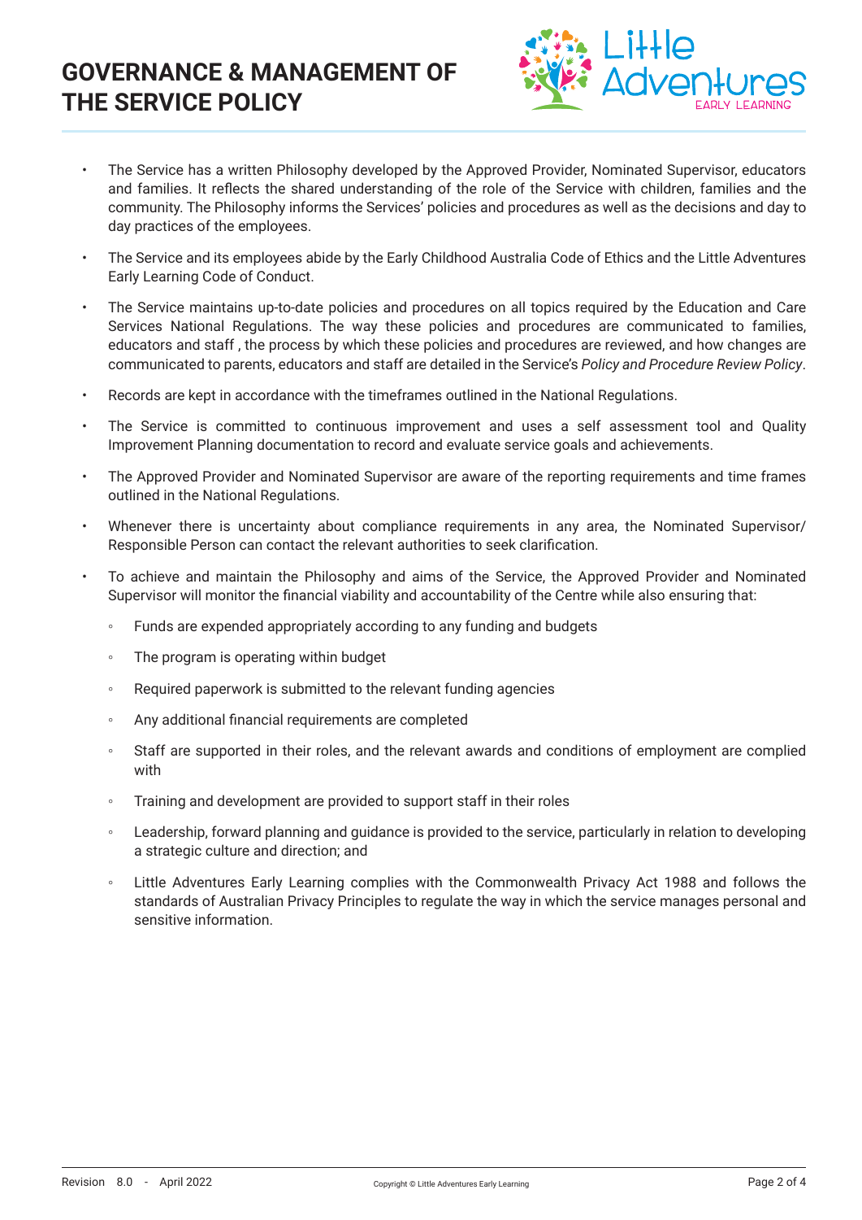- The Service has a written Philosophy developed by the Approved Provider, Nominated Supervisor, educators and families. It reflects the shared understanding of the role of the Service with children, families and the community. The Philosophy informs the Services' policies and procedures as well as the decisions and day to day practices of the employees.
- The Service and its employees abide by the Early Childhood Australia Code of Ethics and the Little Adventures Early Learning Code of Conduct.
- The Service maintains up-to-date policies and procedures on all topics required by the Education and Care Services National Regulations. The way these policies and procedures are communicated to families, educators and staff , the process by which these policies and procedures are reviewed, and how changes are communicated to parents, educators and staff are detailed in the Service's *Policy and Procedure Review Policy*.
- Records are kept in accordance with the timeframes outlined in the National Regulations.
- The Service is committed to continuous improvement and uses a self assessment tool and Quality Improvement Planning documentation to record and evaluate service goals and achievements.
- The Approved Provider and Nominated Supervisor are aware of the reporting requirements and time frames outlined in the National Regulations.
- Whenever there is uncertainty about compliance requirements in any area, the Nominated Supervisor/ Responsible Person can contact the relevant authorities to seek clarification.
- To achieve and maintain the Philosophy and aims of the Service, the Approved Provider and Nominated Supervisor will monitor the financial viability and accountability of the Centre while also ensuring that:
    - Funds are expended appropriately according to any funding and budgets
    - The program is operating within budget
    - Required paperwork is submitted to the relevant funding agencies
    - Any additional financial requirements are completed
    - Staff are supported in their roles, and the relevant awards and conditions of employment are complied with
    - Training and development are provided to support staff in their roles
    - Leadership, forward planning and guidance is provided to the service, particularly in relation to developing a strategic culture and direction; and
    - Little Adventures Early Learning complies with the Commonwealth Privacy Act 1988 and follows the standards of Australian Privacy Principles to regulate the way in which the service manages personal and sensitive information.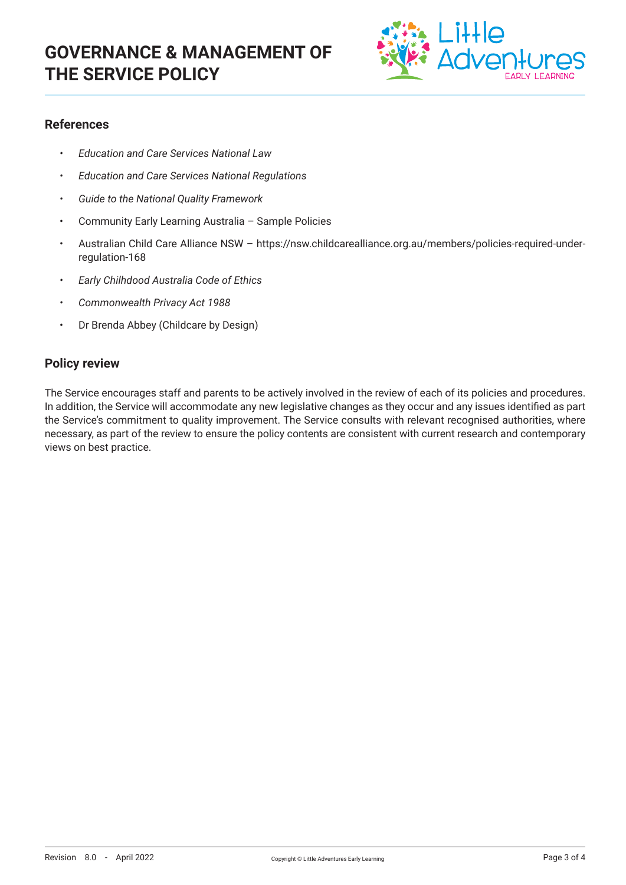## References

- *Education and Care Services National Law*
- *Education and Care Services National Regulations*
- *Guide to the National Quality Framework*
- Community Early Learning Australia – Sample Policies
- Australian Child Care Alliance NSW – https://nsw.childcarealliance.org.au/members/policies-required-under-regulation-168
- *Early Chilhdood Australia Code of Ethics*
- *Commonwealth Privacy Act 1988*
- Dr Brenda Abbey (Childcare by Design)

## Policy review

The Service encourages staff and parents to be actively involved in the review of each of its policies and procedures. In addition, the Service will accommodate any new legislative changes as they occur and any issues identified as part the Service's commitment to quality improvement. The Service consults with relevant recognised authorities, where necessary, as part of the review to ensure the policy contents are consistent with current research and contemporary views on best practice.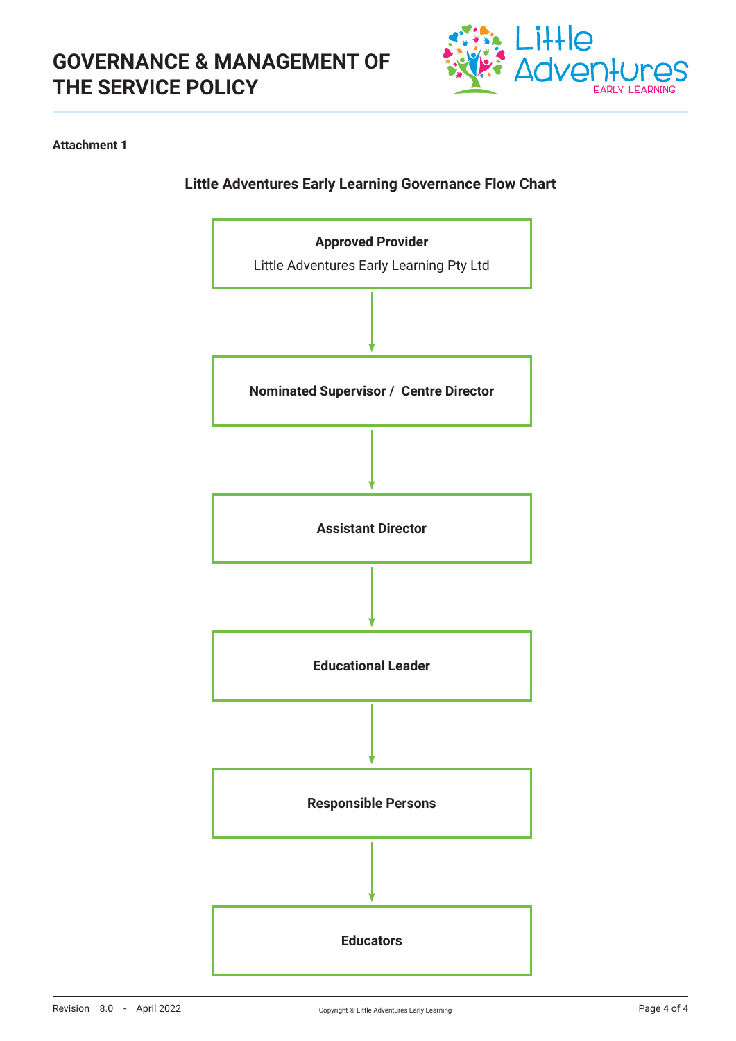**Attachment 1**

**Little Adventures Early Learning Governance Flow Chart**

**Approved Provider**
Little Adventures Early Learning Pty Ltd

**Nominated Supervisor / Centre Director**

**Assistant Director**

**Educational Leader**

**Responsible Persons**

**Educators**

Revision 8.0 - April 2022

Copyright © Little Adventures Early Learning